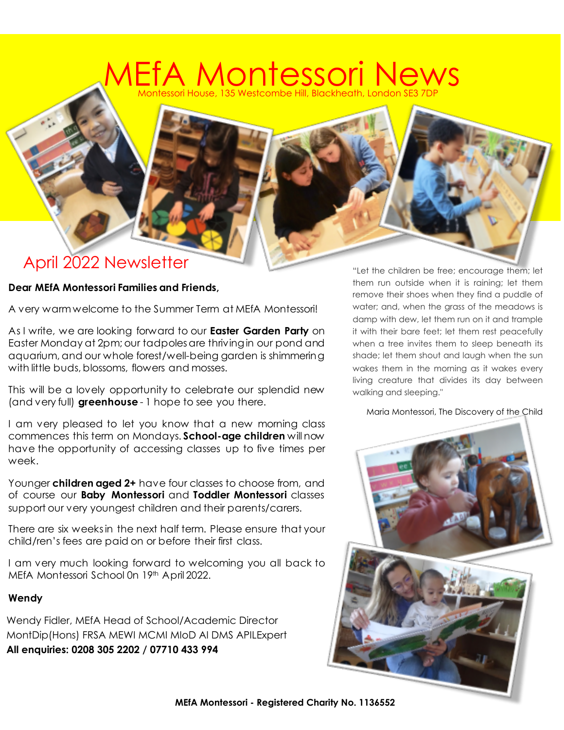# MEfA Montessori News

Montessori House, 135 Westcombe Hill, Blackheath, London SE3 7DP

## April 2022 Newsletter

**Dear MEfA Montessori Families and Friends,**

A very warm welcome to the Summer Term at MEfA Montessori!

As I write, we are looking forward to our **Easter Garden Party** on Easter Monday at 2pm; our tadpoles are thriving in our pond and aquarium, and our whole forest/well-being garden is shimmering with little buds, blossoms, flowers and mosses.

This will be a lovely opportunity to celebrate our splendid new (and very full) **greenhouse** - I hope to see you there.

I am very pleased to let you know that a new morning class commences this term on Mondays. **School-age children** will now have the opportunity of accessing classes up to five times per week.

Younger **children aged 2+** have four classes to choose from, and of course our **Baby Montessori** and **Toddler Montessori** classes support our very youngest children and their parents/carers.

There are six weeks in the next half term. Please ensure that your child/ren's fees are paid on or before their first class.

I am very much looking forward to welcoming you all back to MEfA Montessori School 0n 19th April 2022.

**Wendy**

Wendy Fidler, MEfA Head of School/Academic Director
MontDip(Hons) FRSA MEWI MCMI MIoD AI DMS APILExpert
**All enquiries: 0208 305 2202 / 07710 433 994**

"Let the children be free; encourage them; let them run outside when it is raining; let them remove their shoes when they find a puddle of water; and, when the grass of the meadows is damp with dew, let them run on it and trample it with their bare feet; let them rest peacefully when a tree invites them to sleep beneath its shade; let them shout and laugh when the sun wakes them in the morning as it wakes every living creature that divides its day between walking and sleeping."

Maria Montessori, The Discovery of the Child

**MEfA Montessori - Registered Charity No. 1136552**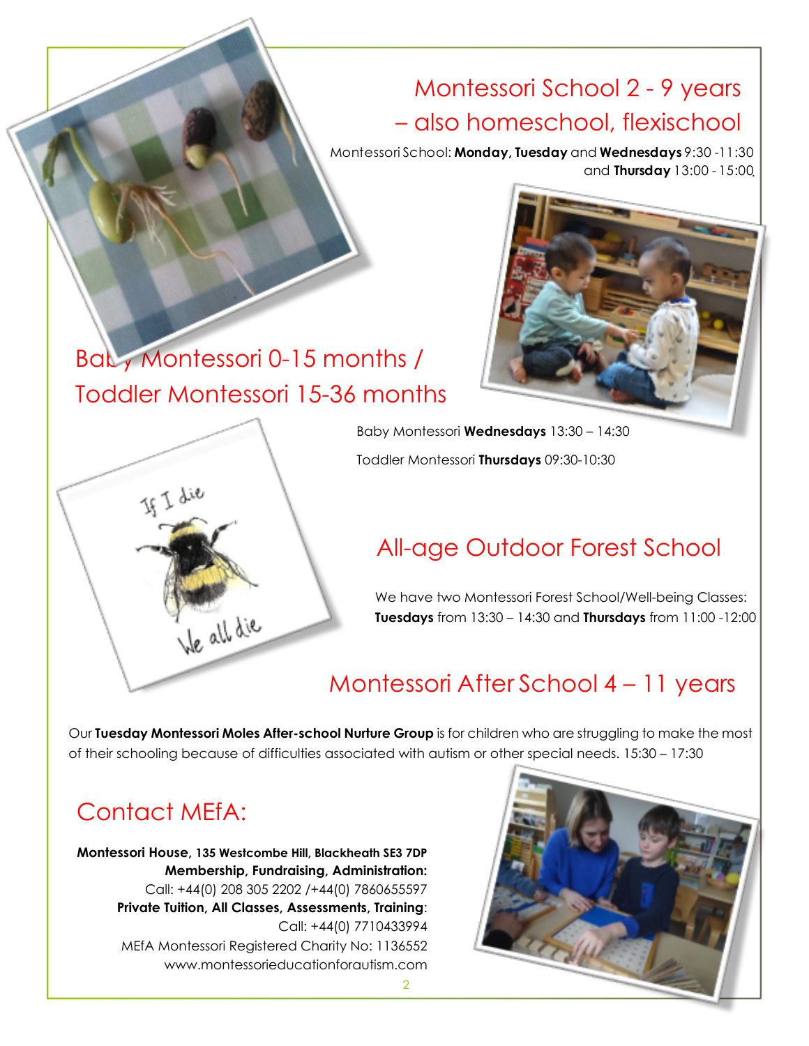## Montessori School 2 - 9 years – also homeschool, flexischool

Montessori School: **Monday, Tuesday** and **Wednesdays** 9:30 -11:30 and **Thursday** 13:00 - 15:00.

## Baby Montessori 0-15 months / Toddler Montessori 15-36 months

Baby Montessori **Wednesdays** 13:30 – 14:30

Toddler Montessori **Thursdays** 09:30-10:30

## All-age Outdoor Forest School

We have two Montessori Forest School/Well-being Classes: **Tuesdays** from 13:30 – 14:30 and **Thursdays** from 11:00 -12:00

## Montessori After School 4 – 11 years

Our **Tuesday Montessori Moles After-school Nurture Group** is for children who are struggling to make the most of their schooling because of difficulties associated with autism or other special needs. 15:30 – 17:30

## Contact MEfA:

**Montessori House, 135 Westcombe Hill, Blackheath SE3 7DP**
**Membership, Fundraising, Administration:**
Call: +44(0) 208 305 2202 /+44(0) 7860655597
**Private Tuition, All Classes, Assessments, Training**:
Call: +44(0) 7710433994
MEfA Montessori Registered Charity No: 1136552
www.montessorieducationforautism.com